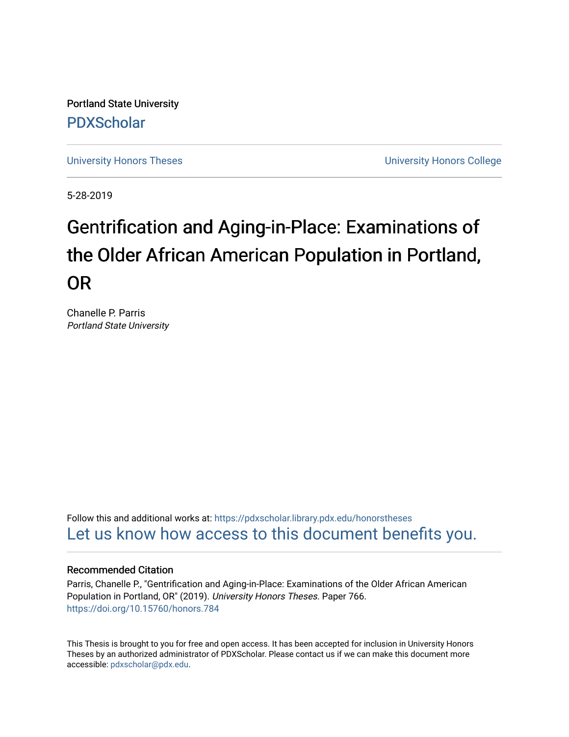Portland State University

PDXScholar

University Honors Theses

University Honors College

5-28-2019

# Gentrification and Aging-in-Place: Examinations of the Older African American Population in Portland, OR

Chanelle P. Parris

*Portland State University*

Follow this and additional works at: https://pdxscholar.library.pdx.edu/honorstheses

Let us know how access to this document benefits you.

## Recommended Citation

Parris, Chanelle P., "Gentrification and Aging-in-Place: Examinations of the Older African American Population in Portland, OR" (2019). *University Honors Theses.* Paper 766.

https://doi.org/10.15760/honors.784

This Thesis is brought to you for free and open access. It has been accepted for inclusion in University Honors Theses by an authorized administrator of PDXScholar. Please contact us if we can make this document more accessible: pdxscholar@pdx.edu.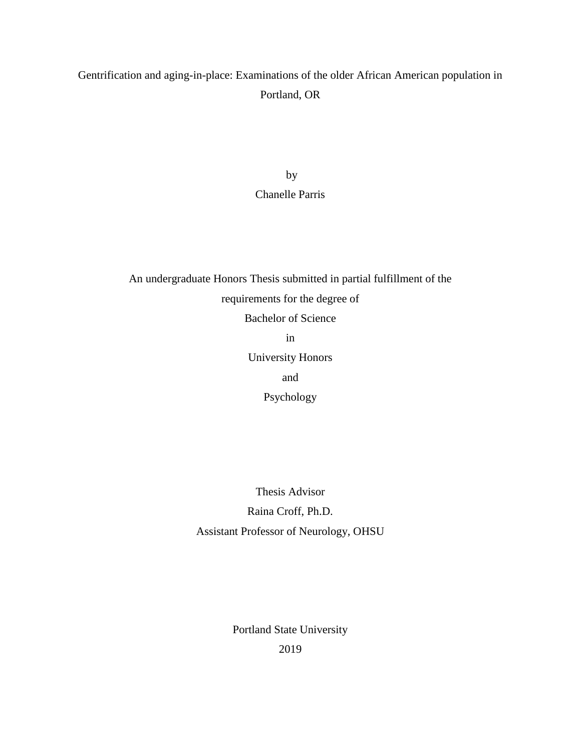# Gentrification and aging-in-place: Examinations of the older African American population in Portland, OR

by

Chanelle Parris

An undergraduate Honors Thesis submitted in partial fulfillment of the requirements for the degree of

Bachelor of Science

in

University Honors

and

Psychology

Thesis Advisor

Raina Croff, Ph.D.

Assistant Professor of Neurology, OHSU

Portland State University

2019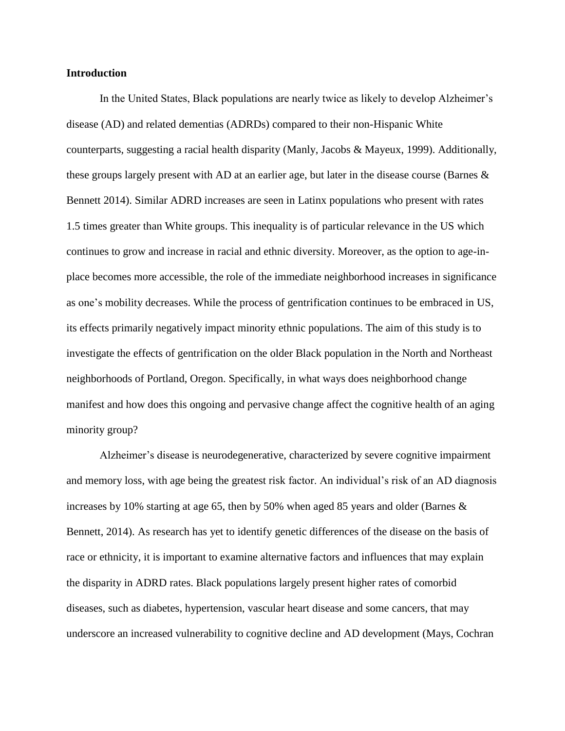**Introduction**

In the United States, Black populations are nearly twice as likely to develop Alzheimer's disease (AD) and related dementias (ADRDs) compared to their non-Hispanic White counterparts, suggesting a racial health disparity (Manly, Jacobs & Mayeux, 1999). Additionally, these groups largely present with AD at an earlier age, but later in the disease course (Barnes & Bennett 2014). Similar ADRD increases are seen in Latinx populations who present with rates 1.5 times greater than White groups. This inequality is of particular relevance in the US which continues to grow and increase in racial and ethnic diversity. Moreover, as the option to age-in-place becomes more accessible, the role of the immediate neighborhood increases in significance as one's mobility decreases. While the process of gentrification continues to be embraced in US, its effects primarily negatively impact minority ethnic populations. The aim of this study is to investigate the effects of gentrification on the older Black population in the North and Northeast neighborhoods of Portland, Oregon. Specifically, in what ways does neighborhood change manifest and how does this ongoing and pervasive change affect the cognitive health of an aging minority group?

Alzheimer's disease is neurodegenerative, characterized by severe cognitive impairment and memory loss, with age being the greatest risk factor. An individual's risk of an AD diagnosis increases by 10% starting at age 65, then by 50% when aged 85 years and older (Barnes & Bennett, 2014). As research has yet to identify genetic differences of the disease on the basis of race or ethnicity, it is important to examine alternative factors and influences that may explain the disparity in ADRD rates. Black populations largely present higher rates of comorbid diseases, such as diabetes, hypertension, vascular heart disease and some cancers, that may underscore an increased vulnerability to cognitive decline and AD development (Mays, Cochran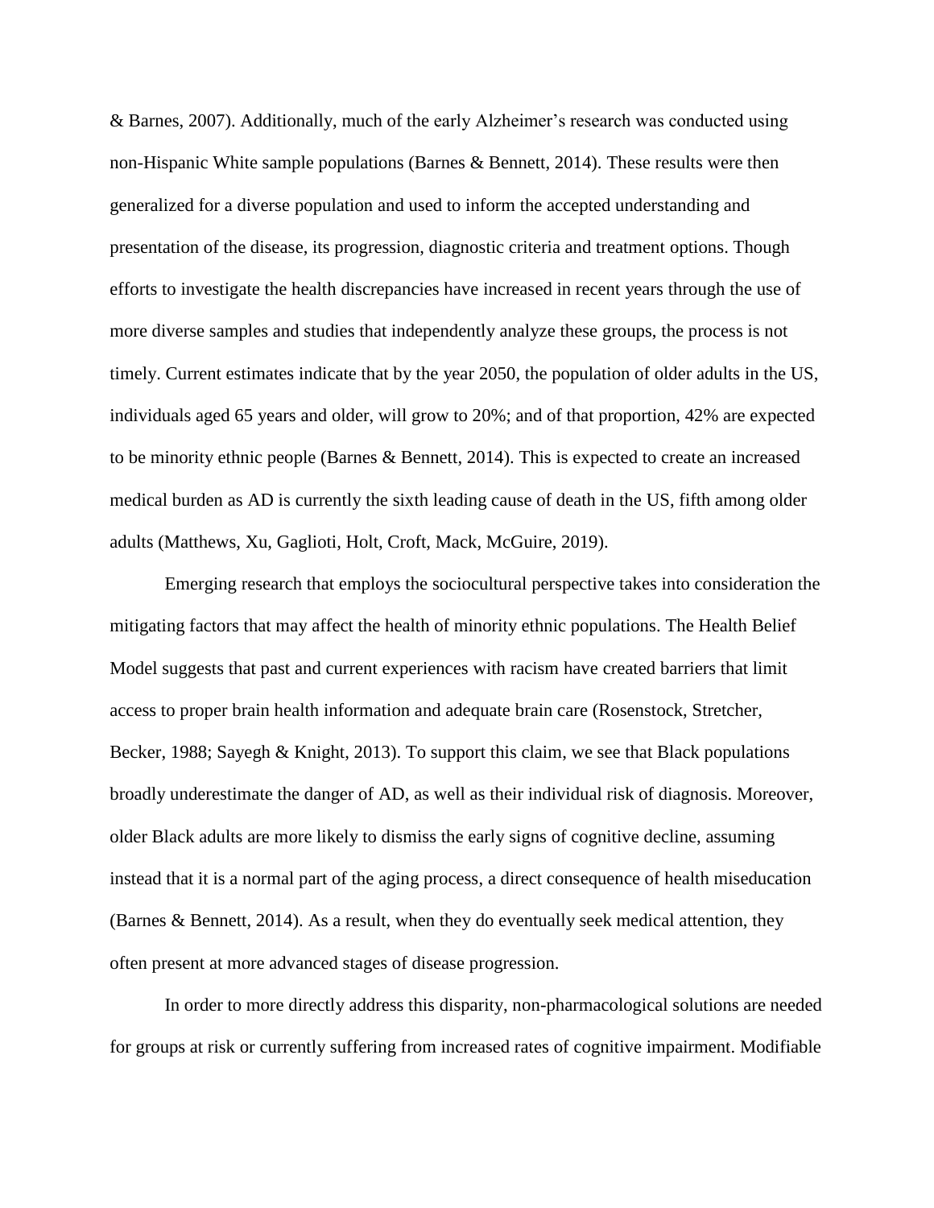& Barnes, 2007). Additionally, much of the early Alzheimer's research was conducted using non-Hispanic White sample populations (Barnes & Bennett, 2014). These results were then generalized for a diverse population and used to inform the accepted understanding and presentation of the disease, its progression, diagnostic criteria and treatment options. Though efforts to investigate the health discrepancies have increased in recent years through the use of more diverse samples and studies that independently analyze these groups, the process is not timely. Current estimates indicate that by the year 2050, the population of older adults in the US, individuals aged 65 years and older, will grow to 20%; and of that proportion, 42% are expected to be minority ethnic people (Barnes & Bennett, 2014). This is expected to create an increased medical burden as AD is currently the sixth leading cause of death in the US, fifth among older adults (Matthews, Xu, Gaglioti, Holt, Croft, Mack, McGuire, 2019).

Emerging research that employs the sociocultural perspective takes into consideration the mitigating factors that may affect the health of minority ethnic populations. The Health Belief Model suggests that past and current experiences with racism have created barriers that limit access to proper brain health information and adequate brain care (Rosenstock, Stretcher, Becker, 1988; Sayegh & Knight, 2013). To support this claim, we see that Black populations broadly underestimate the danger of AD, as well as their individual risk of diagnosis. Moreover, older Black adults are more likely to dismiss the early signs of cognitive decline, assuming instead that it is a normal part of the aging process, a direct consequence of health miseducation (Barnes & Bennett, 2014). As a result, when they do eventually seek medical attention, they often present at more advanced stages of disease progression.

In order to more directly address this disparity, non-pharmacological solutions are needed for groups at risk or currently suffering from increased rates of cognitive impairment. Modifiable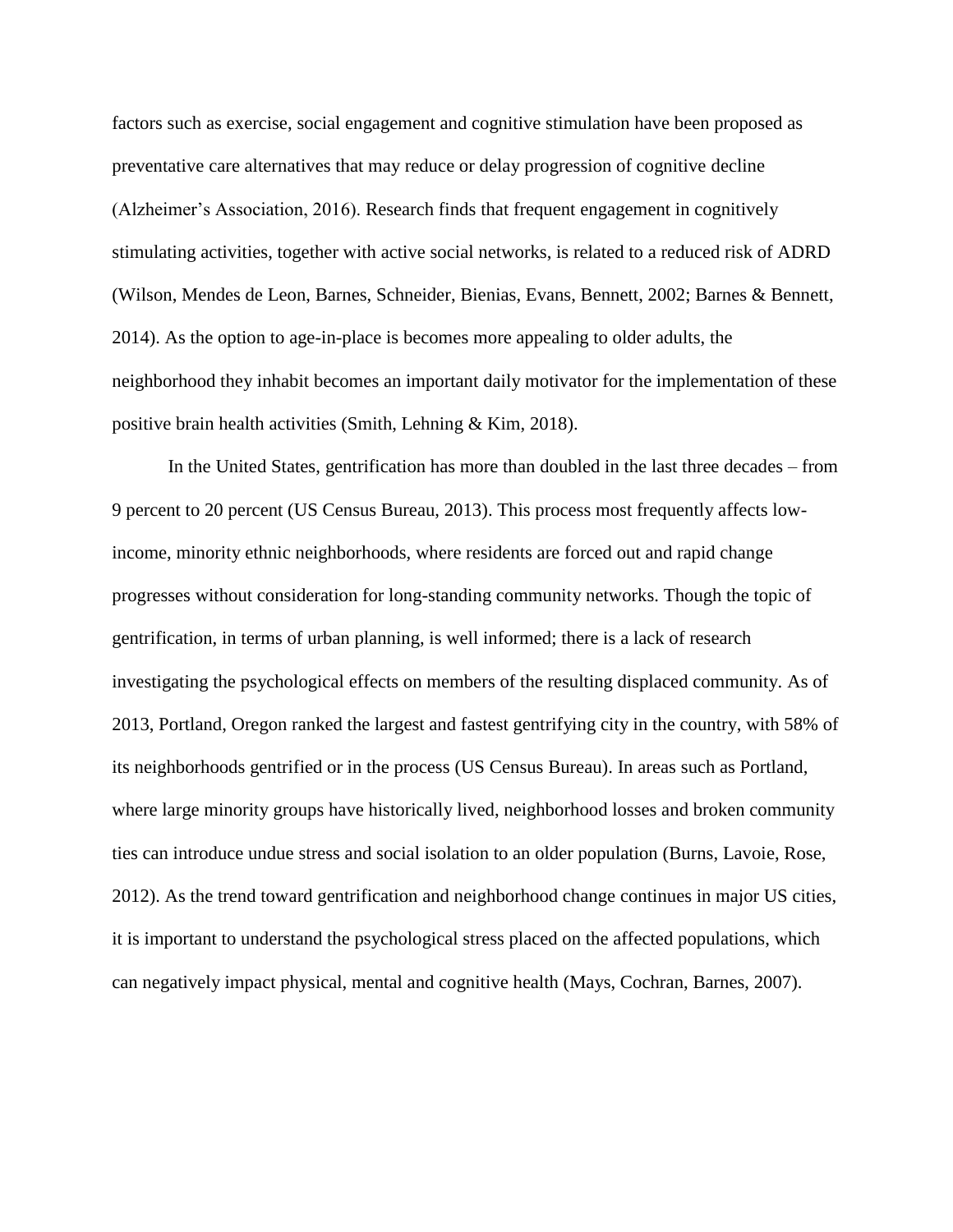factors such as exercise, social engagement and cognitive stimulation have been proposed as preventative care alternatives that may reduce or delay progression of cognitive decline (Alzheimer's Association, 2016). Research finds that frequent engagement in cognitively stimulating activities, together with active social networks, is related to a reduced risk of ADRD (Wilson, Mendes de Leon, Barnes, Schneider, Bienias, Evans, Bennett, 2002; Barnes & Bennett, 2014). As the option to age-in-place is becomes more appealing to older adults, the neighborhood they inhabit becomes an important daily motivator for the implementation of these positive brain health activities (Smith, Lehning & Kim, 2018).

In the United States, gentrification has more than doubled in the last three decades – from 9 percent to 20 percent (US Census Bureau, 2013). This process most frequently affects low-income, minority ethnic neighborhoods, where residents are forced out and rapid change progresses without consideration for long-standing community networks. Though the topic of gentrification, in terms of urban planning, is well informed; there is a lack of research investigating the psychological effects on members of the resulting displaced community. As of 2013, Portland, Oregon ranked the largest and fastest gentrifying city in the country, with 58% of its neighborhoods gentrified or in the process (US Census Bureau). In areas such as Portland, where large minority groups have historically lived, neighborhood losses and broken community ties can introduce undue stress and social isolation to an older population (Burns, Lavoie, Rose, 2012). As the trend toward gentrification and neighborhood change continues in major US cities, it is important to understand the psychological stress placed on the affected populations, which can negatively impact physical, mental and cognitive health (Mays, Cochran, Barnes, 2007).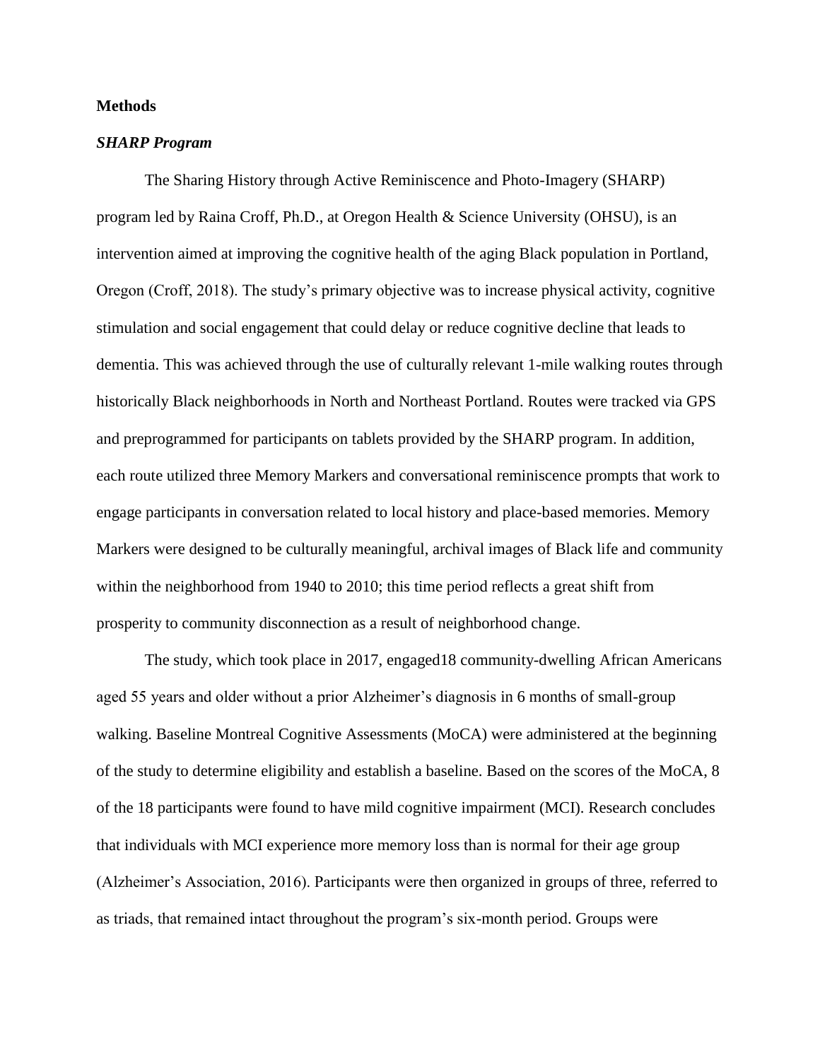**Methods**

***SHARP Program***

The Sharing History through Active Reminiscence and Photo-Imagery (SHARP) program led by Raina Croff, Ph.D., at Oregon Health & Science University (OHSU), is an intervention aimed at improving the cognitive health of the aging Black population in Portland, Oregon (Croff, 2018). The study's primary objective was to increase physical activity, cognitive stimulation and social engagement that could delay or reduce cognitive decline that leads to dementia. This was achieved through the use of culturally relevant 1-mile walking routes through historically Black neighborhoods in North and Northeast Portland. Routes were tracked via GPS and preprogrammed for participants on tablets provided by the SHARP program. In addition, each route utilized three Memory Markers and conversational reminiscence prompts that work to engage participants in conversation related to local history and place-based memories. Memory Markers were designed to be culturally meaningful, archival images of Black life and community within the neighborhood from 1940 to 2010; this time period reflects a great shift from prosperity to community disconnection as a result of neighborhood change.

The study, which took place in 2017, engaged18 community-dwelling African Americans aged 55 years and older without a prior Alzheimer's diagnosis in 6 months of small-group walking. Baseline Montreal Cognitive Assessments (MoCA) were administered at the beginning of the study to determine eligibility and establish a baseline. Based on the scores of the MoCA, 8 of the 18 participants were found to have mild cognitive impairment (MCI). Research concludes that individuals with MCI experience more memory loss than is normal for their age group (Alzheimer's Association, 2016). Participants were then organized in groups of three, referred to as triads, that remained intact throughout the program's six-month period. Groups were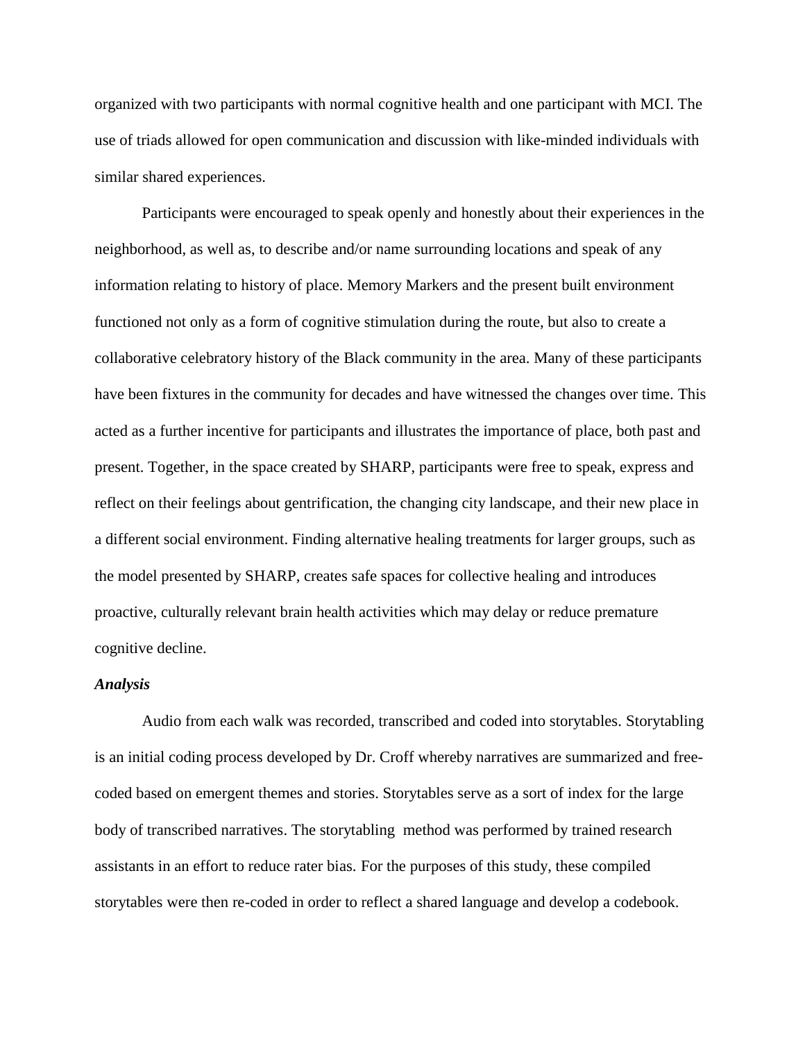organized with two participants with normal cognitive health and one participant with MCI. The use of triads allowed for open communication and discussion with like-minded individuals with similar shared experiences.

Participants were encouraged to speak openly and honestly about their experiences in the neighborhood, as well as, to describe and/or name surrounding locations and speak of any information relating to history of place. Memory Markers and the present built environment functioned not only as a form of cognitive stimulation during the route, but also to create a collaborative celebratory history of the Black community in the area. Many of these participants have been fixtures in the community for decades and have witnessed the changes over time. This acted as a further incentive for participants and illustrates the importance of place, both past and present. Together, in the space created by SHARP, participants were free to speak, express and reflect on their feelings about gentrification, the changing city landscape, and their new place in a different social environment. Finding alternative healing treatments for larger groups, such as the model presented by SHARP, creates safe spaces for collective healing and introduces proactive, culturally relevant brain health activities which may delay or reduce premature cognitive decline.

***Analysis***

Audio from each walk was recorded, transcribed and coded into storytables. Storytabling is an initial coding process developed by Dr. Croff whereby narratives are summarized and free-coded based on emergent themes and stories. Storytables serve as a sort of index for the large body of transcribed narratives. The storytabling method was performed by trained research assistants in an effort to reduce rater bias. For the purposes of this study, these compiled storytables were then re-coded in order to reflect a shared language and develop a codebook.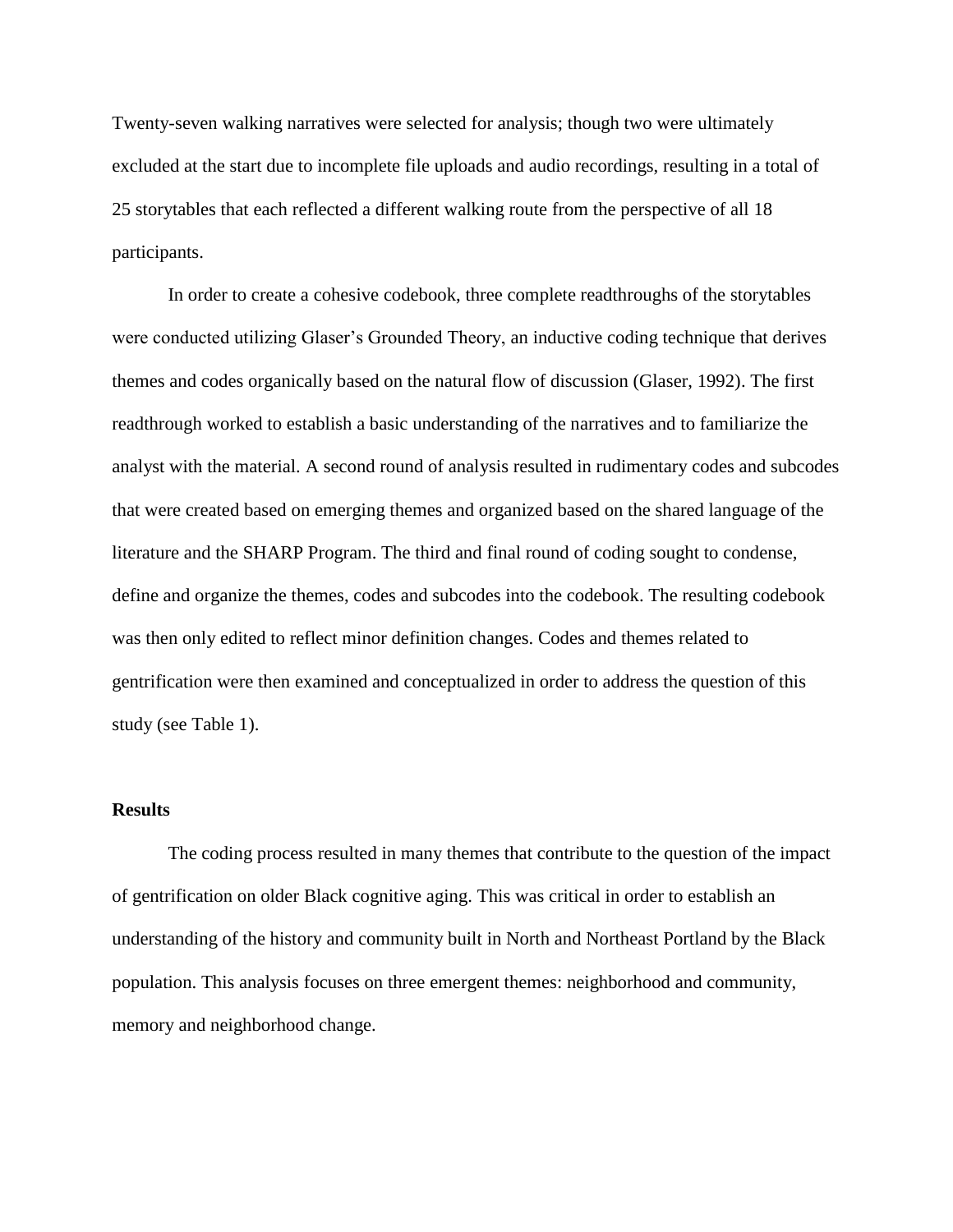Twenty-seven walking narratives were selected for analysis; though two were ultimately excluded at the start due to incomplete file uploads and audio recordings, resulting in a total of 25 storytables that each reflected a different walking route from the perspective of all 18 participants.

In order to create a cohesive codebook, three complete readthroughs of the storytables were conducted utilizing Glaser's Grounded Theory, an inductive coding technique that derives themes and codes organically based on the natural flow of discussion (Glaser, 1992). The first readthrough worked to establish a basic understanding of the narratives and to familiarize the analyst with the material. A second round of analysis resulted in rudimentary codes and subcodes that were created based on emerging themes and organized based on the shared language of the literature and the SHARP Program. The third and final round of coding sought to condense, define and organize the themes, codes and subcodes into the codebook. The resulting codebook was then only edited to reflect minor definition changes. Codes and themes related to gentrification were then examined and conceptualized in order to address the question of this study (see Table 1).

## Results

The coding process resulted in many themes that contribute to the question of the impact of gentrification on older Black cognitive aging. This was critical in order to establish an understanding of the history and community built in North and Northeast Portland by the Black population. This analysis focuses on three emergent themes: neighborhood and community, memory and neighborhood change.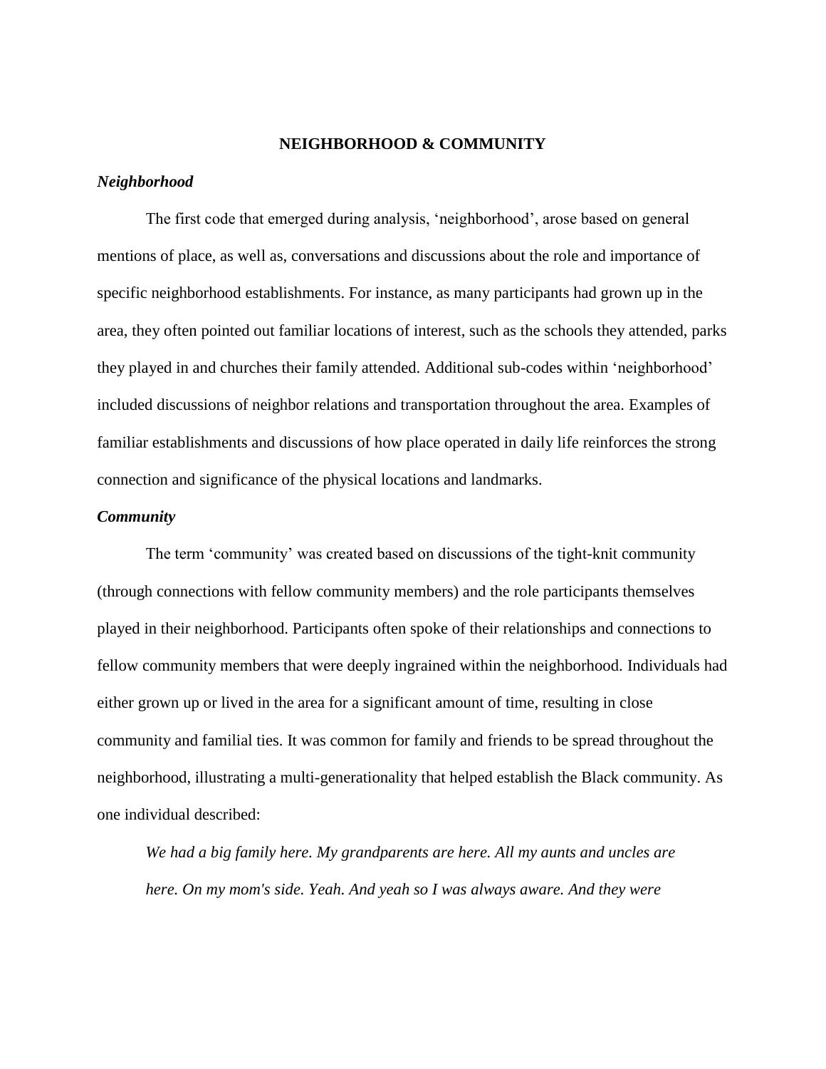## NEIGHBORHOOD & COMMUNITY

### *Neighborhood*

The first code that emerged during analysis, 'neighborhood', arose based on general mentions of place, as well as, conversations and discussions about the role and importance of specific neighborhood establishments. For instance, as many participants had grown up in the area, they often pointed out familiar locations of interest, such as the schools they attended, parks they played in and churches their family attended. Additional sub-codes within 'neighborhood' included discussions of neighbor relations and transportation throughout the area. Examples of familiar establishments and discussions of how place operated in daily life reinforces the strong connection and significance of the physical locations and landmarks.

### *Community*

The term 'community' was created based on discussions of the tight-knit community (through connections with fellow community members) and the role participants themselves played in their neighborhood. Participants often spoke of their relationships and connections to fellow community members that were deeply ingrained within the neighborhood. Individuals had either grown up or lived in the area for a significant amount of time, resulting in close community and familial ties. It was common for family and friends to be spread throughout the neighborhood, illustrating a multi-generationality that helped establish the Black community. As one individual described:

> *We had a big family here. My grandparents are here. All my aunts and uncles are here. On my mom's side. Yeah. And yeah so I was always aware. And they were*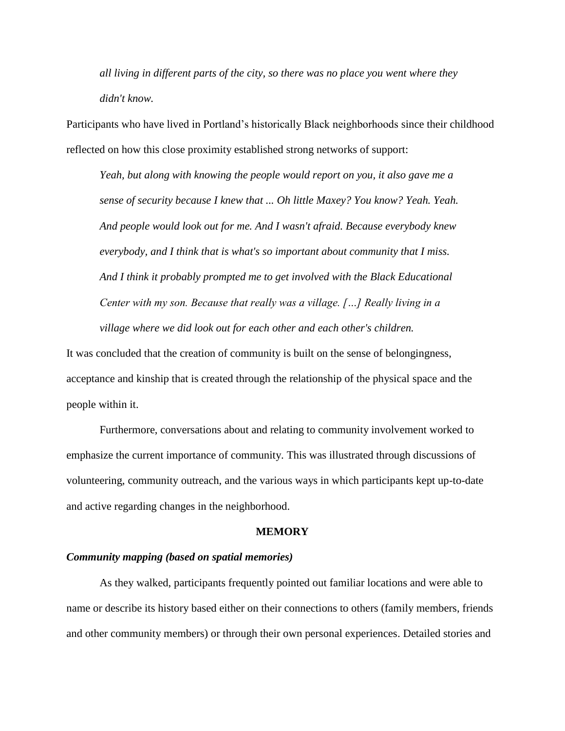*all living in different parts of the city, so there was no place you went where they didn't know.*

Participants who have lived in Portland's historically Black neighborhoods since their childhood reflected on how this close proximity established strong networks of support:

> *Yeah, but along with knowing the people would report on you, it also gave me a sense of security because I knew that ... Oh little Maxey? You know? Yeah. Yeah. And people would look out for me. And I wasn't afraid. Because everybody knew everybody, and I think that is what's so important about community that I miss. And I think it probably prompted me to get involved with the Black Educational Center with my son. Because that really was a village. […] Really living in a village where we did look out for each other and each other's children.*

It was concluded that the creation of community is built on the sense of belongingness, acceptance and kinship that is created through the relationship of the physical space and the people within it.

Furthermore, conversations about and relating to community involvement worked to emphasize the current importance of community. This was illustrated through discussions of volunteering, community outreach, and the various ways in which participants kept up-to-date and active regarding changes in the neighborhood.

## MEMORY

### *Community mapping (based on spatial memories)*

As they walked, participants frequently pointed out familiar locations and were able to name or describe its history based either on their connections to others (family members, friends and other community members) or through their own personal experiences. Detailed stories and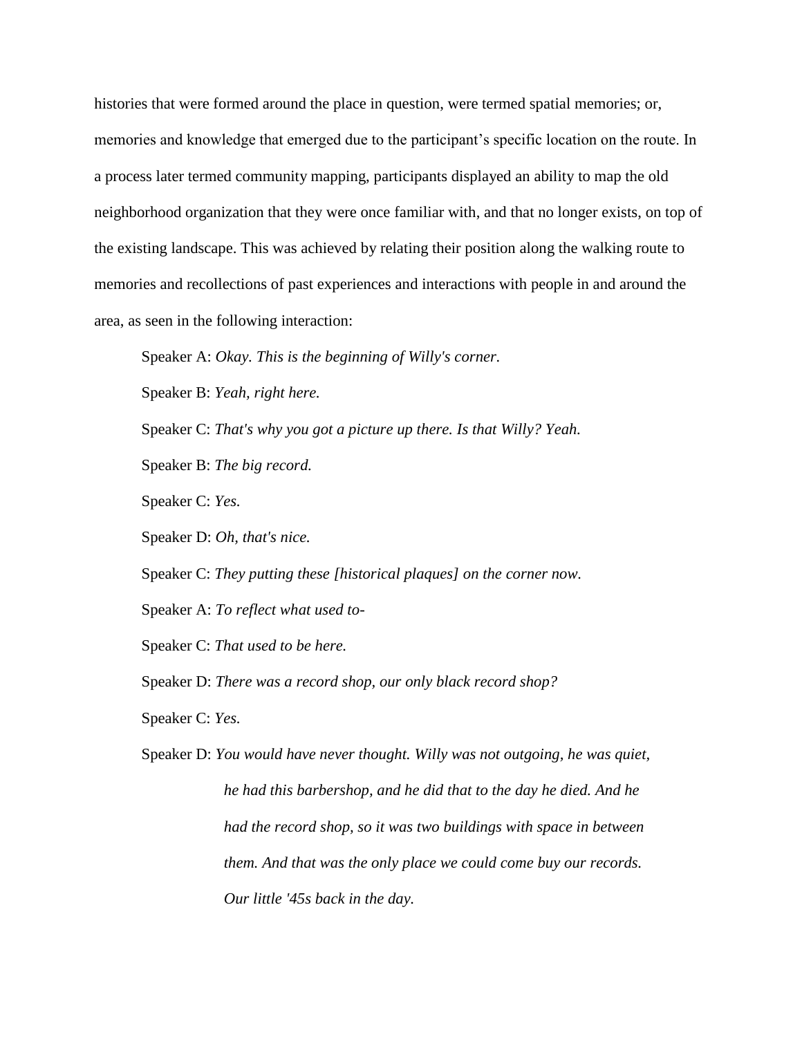histories that were formed around the place in question, were termed spatial memories; or, memories and knowledge that emerged due to the participant's specific location on the route. In a process later termed community mapping, participants displayed an ability to map the old neighborhood organization that they were once familiar with, and that no longer exists, on top of the existing landscape. This was achieved by relating their position along the walking route to memories and recollections of past experiences and interactions with people in and around the area, as seen in the following interaction:

Speaker A: *Okay. This is the beginning of Willy's corner.*

Speaker B: *Yeah, right here.*

Speaker C: *That's why you got a picture up there. Is that Willy? Yeah.*

Speaker B: *The big record.*

Speaker C: *Yes.*

Speaker D: *Oh, that's nice.*

Speaker C: *They putting these [historical plaques] on the corner now.*

Speaker A: *To reflect what used to-*

Speaker C: *That used to be here.*

Speaker D: *There was a record shop, our only black record shop?*

Speaker C: *Yes.*

Speaker D: *You would have never thought. Willy was not outgoing, he was quiet, he had this barbershop, and he did that to the day he died. And he had the record shop, so it was two buildings with space in between them. And that was the only place we could come buy our records. Our little '45s back in the day.*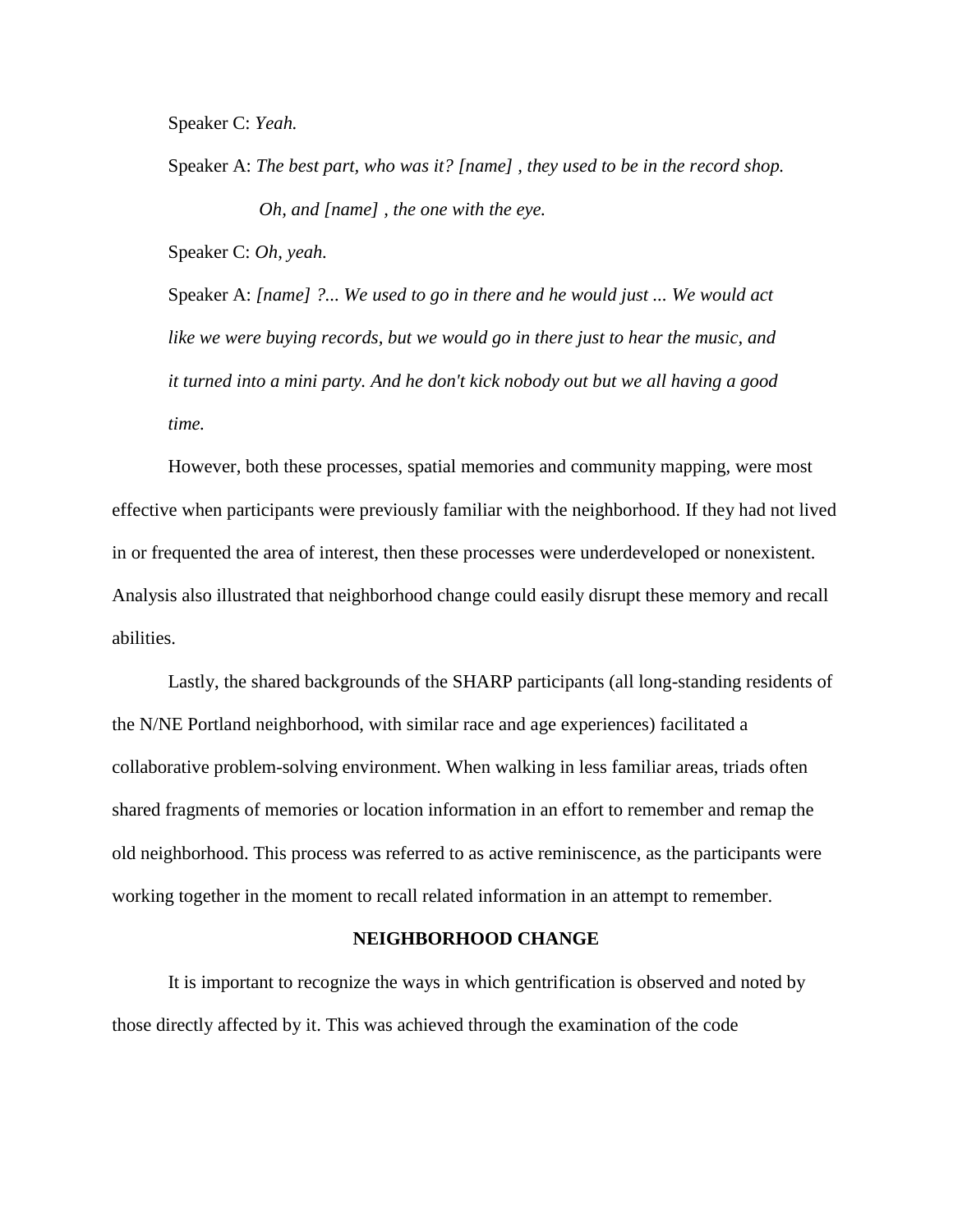Speaker C: *Yeah.*

Speaker A: *The best part, who was it? [name] , they used to be in the record shop. Oh, and [name] , the one with the eye.*

Speaker C: *Oh, yeah.*

Speaker A: *[name] ?... We used to go in there and he would just ... We would act like we were buying records, but we would go in there just to hear the music, and it turned into a mini party. And he don't kick nobody out but we all having a good time.*

However, both these processes, spatial memories and community mapping, were most effective when participants were previously familiar with the neighborhood. If they had not lived in or frequented the area of interest, then these processes were underdeveloped or nonexistent. Analysis also illustrated that neighborhood change could easily disrupt these memory and recall abilities.

Lastly, the shared backgrounds of the SHARP participants (all long-standing residents of the N/NE Portland neighborhood, with similar race and age experiences) facilitated a collaborative problem-solving environment. When walking in less familiar areas, triads often shared fragments of memories or location information in an effort to remember and remap the old neighborhood. This process was referred to as active reminiscence, as the participants were working together in the moment to recall related information in an attempt to remember.

## NEIGHBORHOOD CHANGE

It is important to recognize the ways in which gentrification is observed and noted by those directly affected by it. This was achieved through the examination of the code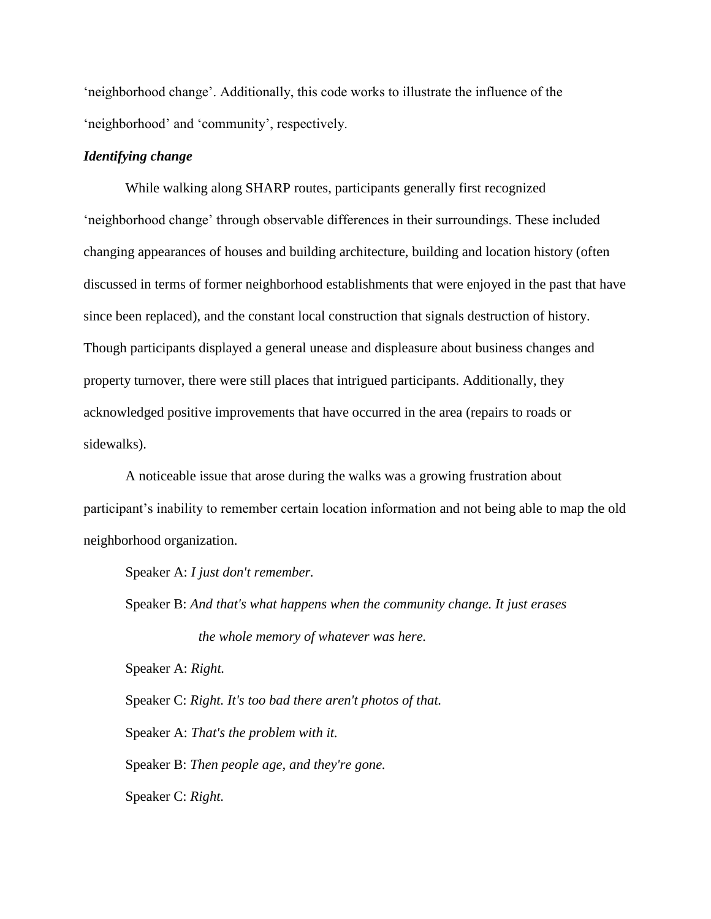'neighborhood change'. Additionally, this code works to illustrate the influence of the 'neighborhood' and 'community', respectively.

### *Identifying change*

While walking along SHARP routes, participants generally first recognized 'neighborhood change' through observable differences in their surroundings. These included changing appearances of houses and building architecture, building and location history (often discussed in terms of former neighborhood establishments that were enjoyed in the past that have since been replaced), and the constant local construction that signals destruction of history. Though participants displayed a general unease and displeasure about business changes and property turnover, there were still places that intrigued participants. Additionally, they acknowledged positive improvements that have occurred in the area (repairs to roads or sidewalks).

A noticeable issue that arose during the walks was a growing frustration about participant's inability to remember certain location information and not being able to map the old neighborhood organization.

Speaker A: *I just don't remember.*

Speaker B: *And that's what happens when the community change. It just erases the whole memory of whatever was here.*

Speaker A: *Right.*

Speaker C: *Right. It's too bad there aren't photos of that.*

Speaker A: *That's the problem with it.*

Speaker B: *Then people age, and they're gone.*

Speaker C: *Right.*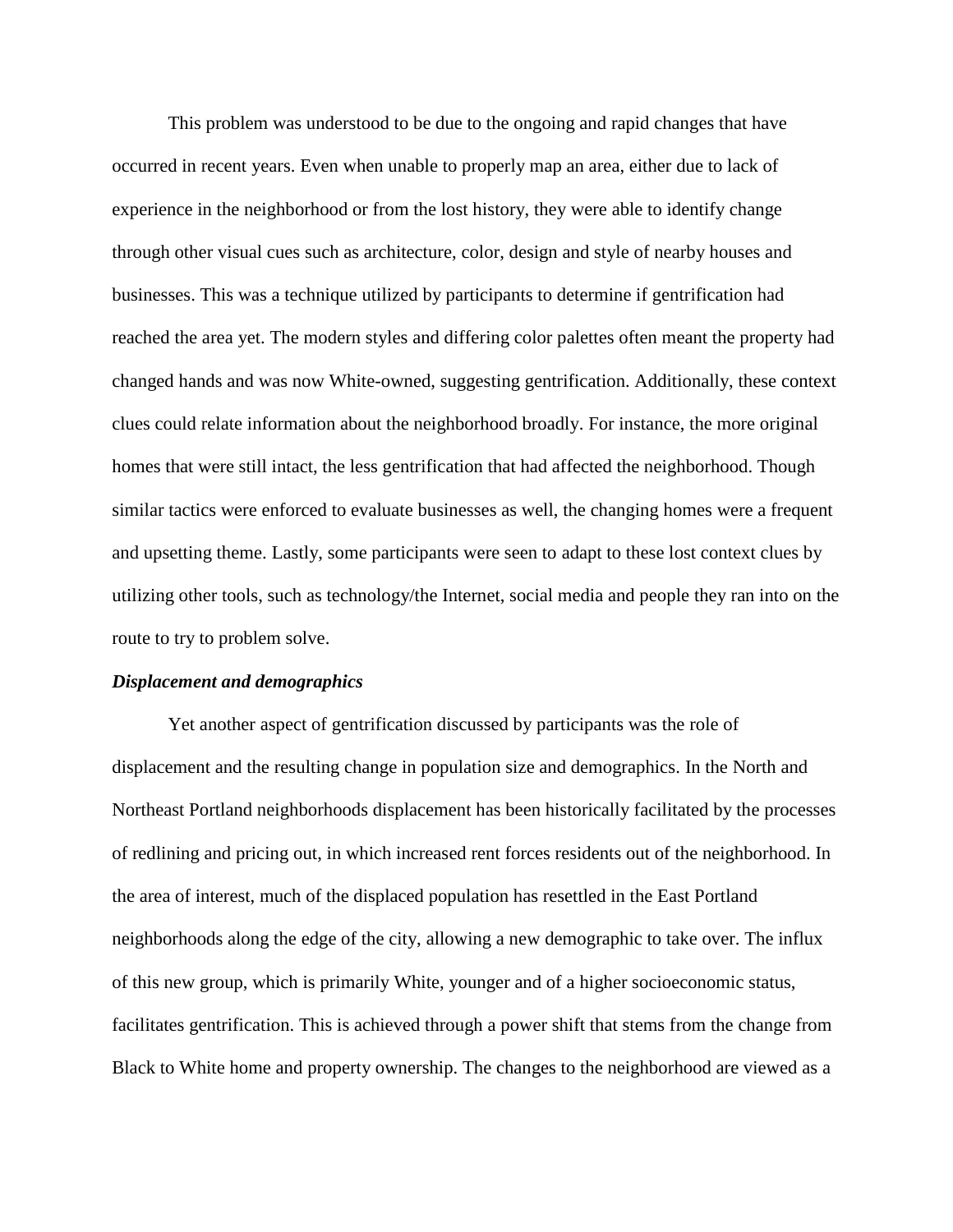This problem was understood to be due to the ongoing and rapid changes that have occurred in recent years. Even when unable to properly map an area, either due to lack of experience in the neighborhood or from the lost history, they were able to identify change through other visual cues such as architecture, color, design and style of nearby houses and businesses. This was a technique utilized by participants to determine if gentrification had reached the area yet. The modern styles and differing color palettes often meant the property had changed hands and was now White-owned, suggesting gentrification. Additionally, these context clues could relate information about the neighborhood broadly. For instance, the more original homes that were still intact, the less gentrification that had affected the neighborhood. Though similar tactics were enforced to evaluate businesses as well, the changing homes were a frequent and upsetting theme. Lastly, some participants were seen to adapt to these lost context clues by utilizing other tools, such as technology/the Internet, social media and people they ran into on the route to try to problem solve.

***Displacement and demographics***

Yet another aspect of gentrification discussed by participants was the role of displacement and the resulting change in population size and demographics. In the North and Northeast Portland neighborhoods displacement has been historically facilitated by the processes of redlining and pricing out, in which increased rent forces residents out of the neighborhood. In the area of interest, much of the displaced population has resettled in the East Portland neighborhoods along the edge of the city, allowing a new demographic to take over. The influx of this new group, which is primarily White, younger and of a higher socioeconomic status, facilitates gentrification. This is achieved through a power shift that stems from the change from Black to White home and property ownership. The changes to the neighborhood are viewed as a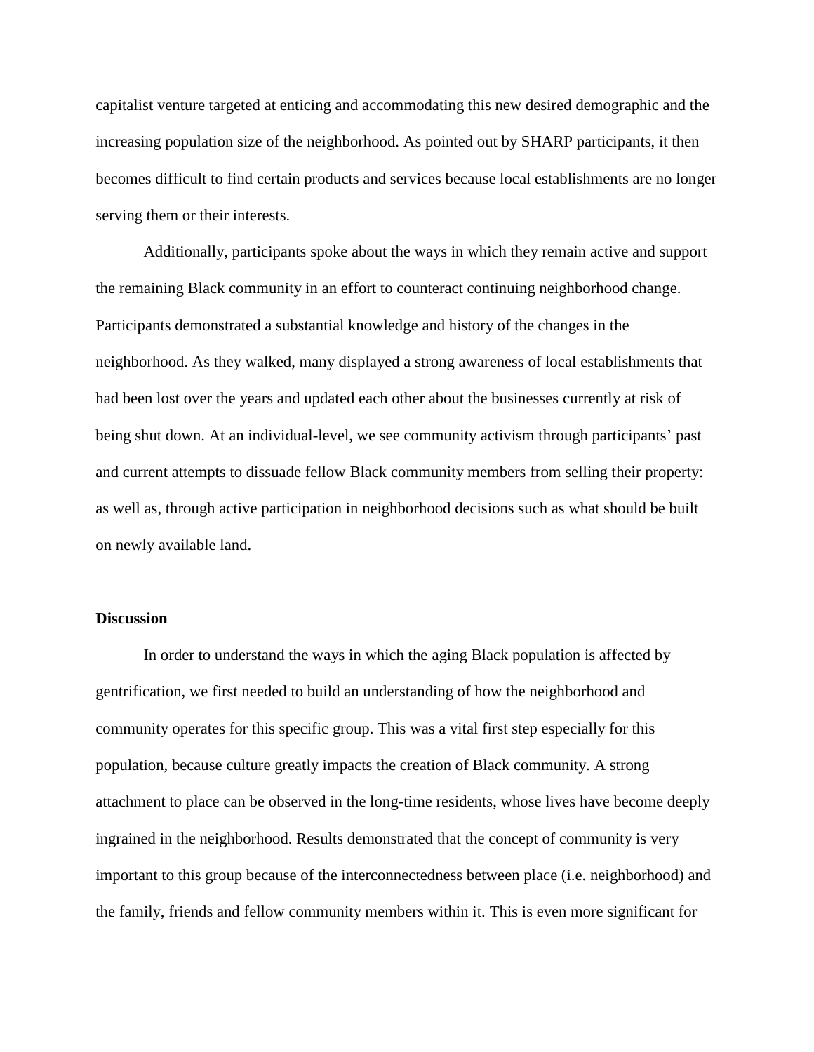capitalist venture targeted at enticing and accommodating this new desired demographic and the increasing population size of the neighborhood. As pointed out by SHARP participants, it then becomes difficult to find certain products and services because local establishments are no longer serving them or their interests.

Additionally, participants spoke about the ways in which they remain active and support the remaining Black community in an effort to counteract continuing neighborhood change. Participants demonstrated a substantial knowledge and history of the changes in the neighborhood. As they walked, many displayed a strong awareness of local establishments that had been lost over the years and updated each other about the businesses currently at risk of being shut down. At an individual-level, we see community activism through participants' past and current attempts to dissuade fellow Black community members from selling their property: as well as, through active participation in neighborhood decisions such as what should be built on newly available land.

**Discussion**

In order to understand the ways in which the aging Black population is affected by gentrification, we first needed to build an understanding of how the neighborhood and community operates for this specific group. This was a vital first step especially for this population, because culture greatly impacts the creation of Black community. A strong attachment to place can be observed in the long-time residents, whose lives have become deeply ingrained in the neighborhood. Results demonstrated that the concept of community is very important to this group because of the interconnectedness between place (i.e. neighborhood) and the family, friends and fellow community members within it. This is even more significant for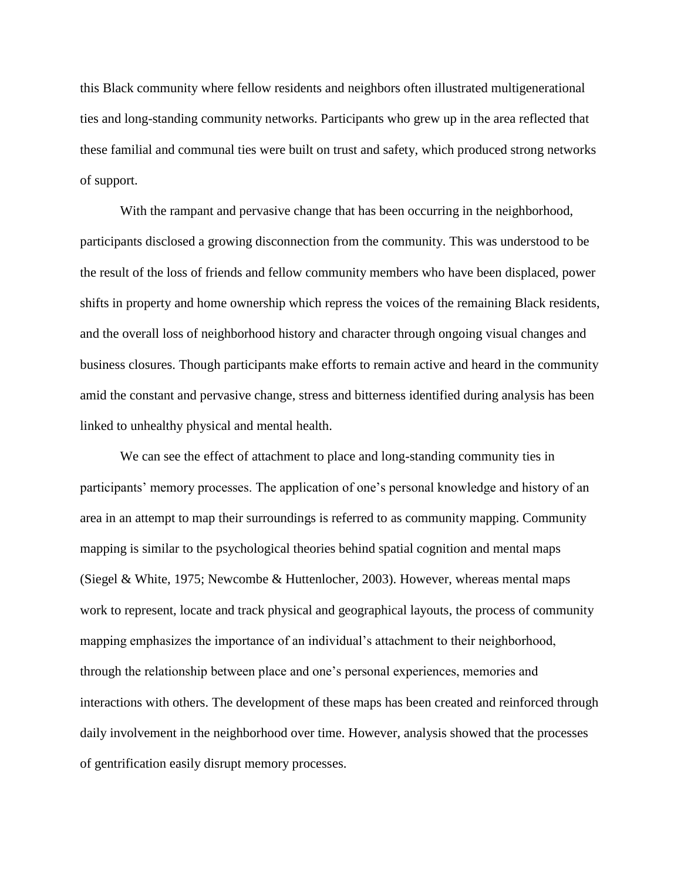this Black community where fellow residents and neighbors often illustrated multigenerational ties and long-standing community networks. Participants who grew up in the area reflected that these familial and communal ties were built on trust and safety, which produced strong networks of support.

With the rampant and pervasive change that has been occurring in the neighborhood, participants disclosed a growing disconnection from the community. This was understood to be the result of the loss of friends and fellow community members who have been displaced, power shifts in property and home ownership which repress the voices of the remaining Black residents, and the overall loss of neighborhood history and character through ongoing visual changes and business closures. Though participants make efforts to remain active and heard in the community amid the constant and pervasive change, stress and bitterness identified during analysis has been linked to unhealthy physical and mental health.

We can see the effect of attachment to place and long-standing community ties in participants' memory processes. The application of one's personal knowledge and history of an area in an attempt to map their surroundings is referred to as community mapping. Community mapping is similar to the psychological theories behind spatial cognition and mental maps (Siegel & White, 1975; Newcombe & Huttenlocher, 2003). However, whereas mental maps work to represent, locate and track physical and geographical layouts, the process of community mapping emphasizes the importance of an individual's attachment to their neighborhood, through the relationship between place and one's personal experiences, memories and interactions with others. The development of these maps has been created and reinforced through daily involvement in the neighborhood over time. However, analysis showed that the processes of gentrification easily disrupt memory processes.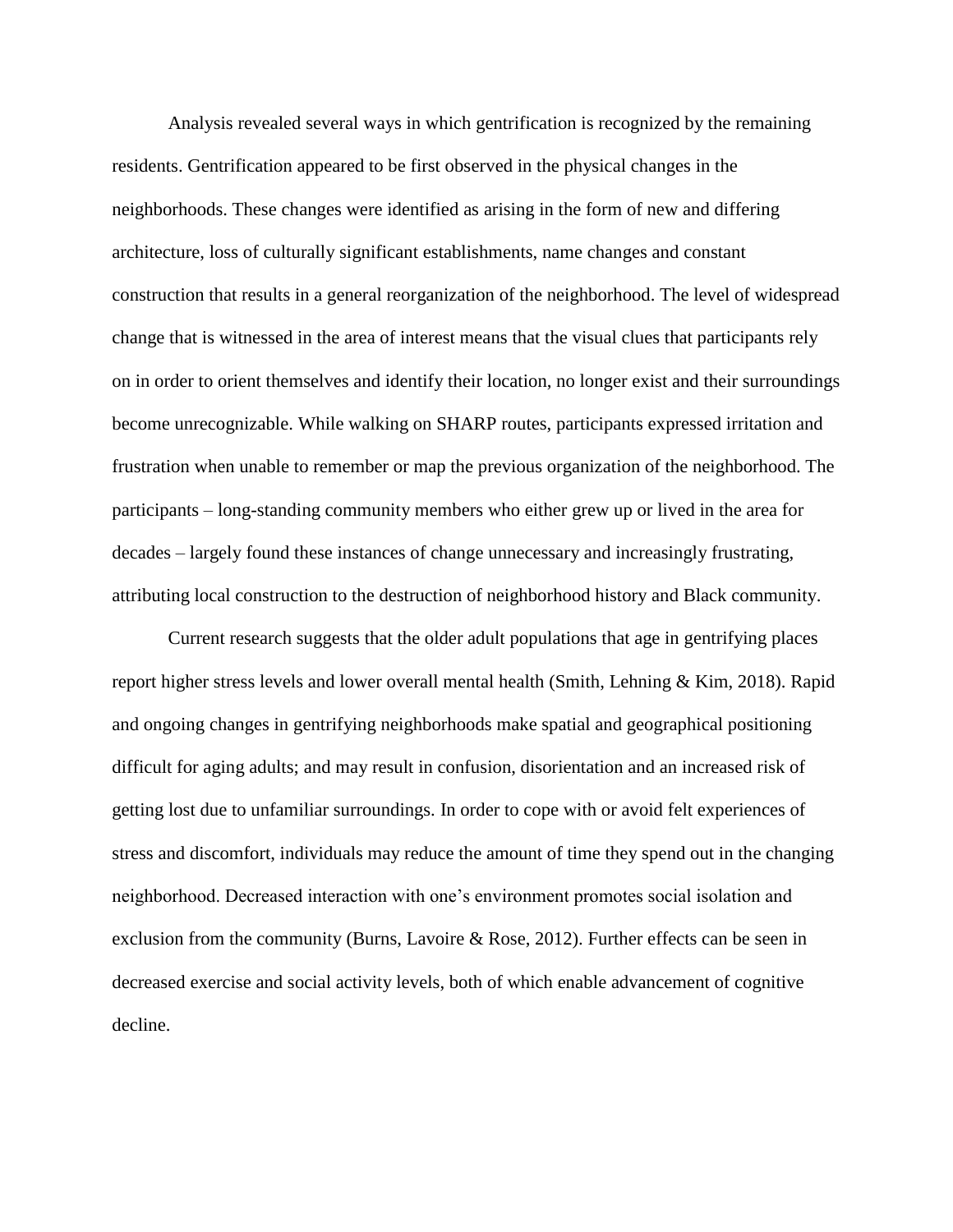Analysis revealed several ways in which gentrification is recognized by the remaining residents. Gentrification appeared to be first observed in the physical changes in the neighborhoods. These changes were identified as arising in the form of new and differing architecture, loss of culturally significant establishments, name changes and constant construction that results in a general reorganization of the neighborhood. The level of widespread change that is witnessed in the area of interest means that the visual clues that participants rely on in order to orient themselves and identify their location, no longer exist and their surroundings become unrecognizable. While walking on SHARP routes, participants expressed irritation and frustration when unable to remember or map the previous organization of the neighborhood. The participants – long-standing community members who either grew up or lived in the area for decades – largely found these instances of change unnecessary and increasingly frustrating, attributing local construction to the destruction of neighborhood history and Black community.

Current research suggests that the older adult populations that age in gentrifying places report higher stress levels and lower overall mental health (Smith, Lehning & Kim, 2018). Rapid and ongoing changes in gentrifying neighborhoods make spatial and geographical positioning difficult for aging adults; and may result in confusion, disorientation and an increased risk of getting lost due to unfamiliar surroundings. In order to cope with or avoid felt experiences of stress and discomfort, individuals may reduce the amount of time they spend out in the changing neighborhood. Decreased interaction with one's environment promotes social isolation and exclusion from the community (Burns, Lavoire & Rose, 2012). Further effects can be seen in decreased exercise and social activity levels, both of which enable advancement of cognitive decline.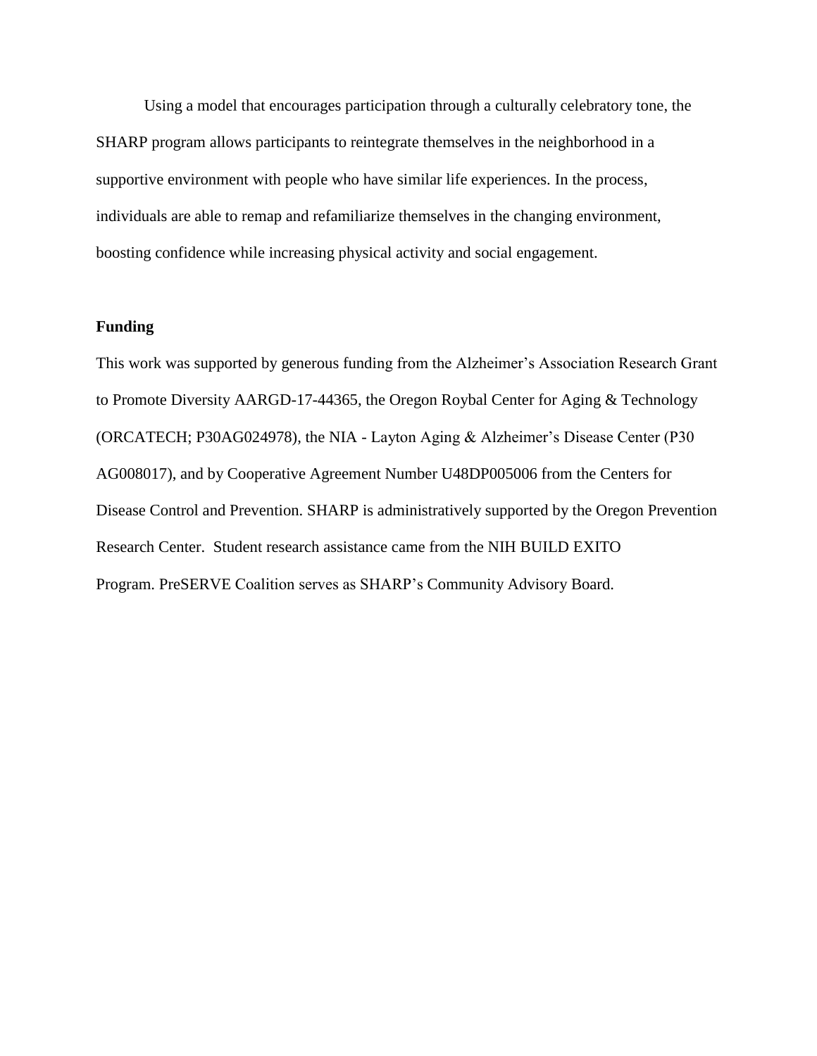Using a model that encourages participation through a culturally celebratory tone, the SHARP program allows participants to reintegrate themselves in the neighborhood in a supportive environment with people who have similar life experiences. In the process, individuals are able to remap and refamiliarize themselves in the changing environment, boosting confidence while increasing physical activity and social engagement.

**Funding**

This work was supported by generous funding from the Alzheimer's Association Research Grant to Promote Diversity AARGD-17-44365, the Oregon Roybal Center for Aging & Technology (ORCATECH; P30AG024978), the NIA - Layton Aging & Alzheimer's Disease Center (P30 AG008017), and by Cooperative Agreement Number U48DP005006 from the Centers for Disease Control and Prevention. SHARP is administratively supported by the Oregon Prevention Research Center. Student research assistance came from the NIH BUILD EXITO Program. PreSERVE Coalition serves as SHARP's Community Advisory Board.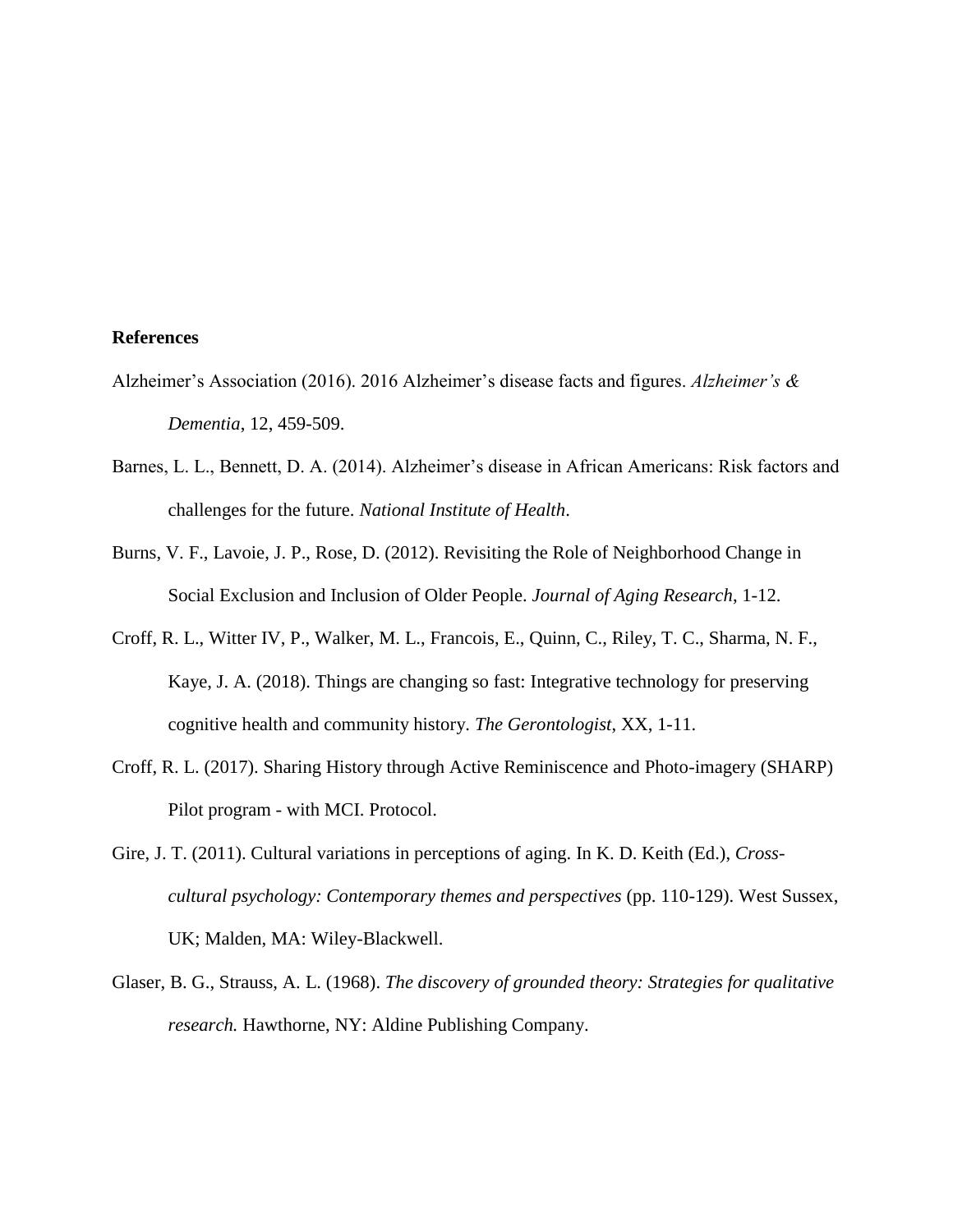**References**

Alzheimer’s Association (2016). 2016 Alzheimer’s disease facts and figures. *Alzheimer’s & Dementia*, 12, 459-509.

Barnes, L. L., Bennett, D. A. (2014). Alzheimer’s disease in African Americans: Risk factors and challenges for the future. *National Institute of Health*.

Burns, V. F., Lavoie, J. P., Rose, D. (2012). Revisiting the Role of Neighborhood Change in Social Exclusion and Inclusion of Older People. *Journal of Aging Research*, 1-12.

Croff, R. L., Witter IV, P., Walker, M. L., Francois, E., Quinn, C., Riley, T. C., Sharma, N. F., Kaye, J. A. (2018). Things are changing so fast: Integrative technology for preserving cognitive health and community history. *The Gerontologist*, XX, 1-11.

Croff, R. L. (2017). Sharing History through Active Reminiscence and Photo-imagery (SHARP) Pilot program - with MCI. Protocol.

Gire, J. T. (2011). Cultural variations in perceptions of aging. In K. D. Keith (Ed.), *Cross-cultural psychology: Contemporary themes and perspectives* (pp. 110-129). West Sussex, UK; Malden, MA: Wiley-Blackwell.

Glaser, B. G., Strauss, A. L. (1968). *The discovery of grounded theory: Strategies for qualitative research.* Hawthorne, NY: Aldine Publishing Company.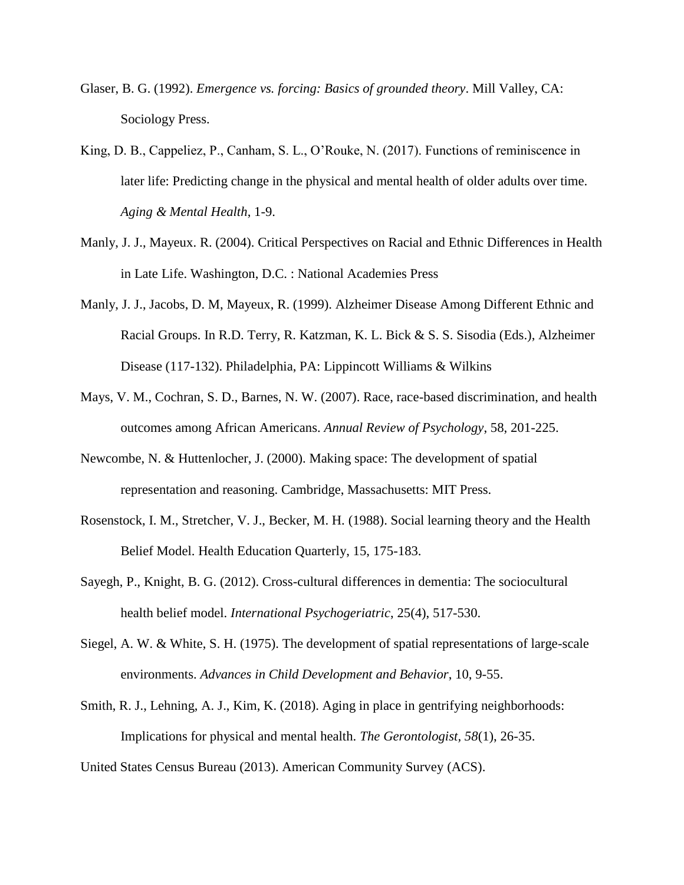Glaser, B. G. (1992). *Emergence vs. forcing: Basics of grounded theory*. Mill Valley, CA: Sociology Press.

King, D. B., Cappeliez, P., Canham, S. L., O'Rouke, N. (2017). Functions of reminiscence in later life: Predicting change in the physical and mental health of older adults over time. *Aging & Mental Health*, 1-9.

Manly, J. J., Mayeux. R. (2004). Critical Perspectives on Racial and Ethnic Differences in Health in Late Life. Washington, D.C. : National Academies Press

Manly, J. J., Jacobs, D. M, Mayeux, R. (1999). Alzheimer Disease Among Different Ethnic and Racial Groups. In R.D. Terry, R. Katzman, K. L. Bick & S. S. Sisodia (Eds.), Alzheimer Disease (117-132). Philadelphia, PA: Lippincott Williams & Wilkins

Mays, V. M., Cochran, S. D., Barnes, N. W. (2007). Race, race-based discrimination, and health outcomes among African Americans. *Annual Review of Psychology*, 58, 201-225.

Newcombe, N. & Huttenlocher, J. (2000). Making space: The development of spatial representation and reasoning. Cambridge, Massachusetts: MIT Press.

Rosenstock, I. M., Stretcher, V. J., Becker, M. H. (1988). Social learning theory and the Health Belief Model. Health Education Quarterly, 15, 175-183.

Sayegh, P., Knight, B. G. (2012). Cross-cultural differences in dementia: The sociocultural health belief model. *International Psychogeriatric*, 25(4), 517-530.

Siegel, A. W. & White, S. H. (1975). The development of spatial representations of large-scale environments. *Advances in Child Development and Behavior*, 10, 9-55.

Smith, R. J., Lehning, A. J., Kim, K. (2018). Aging in place in gentrifying neighborhoods: Implications for physical and mental health. *The Gerontologist, 58*(1), 26-35.

United States Census Bureau (2013). American Community Survey (ACS).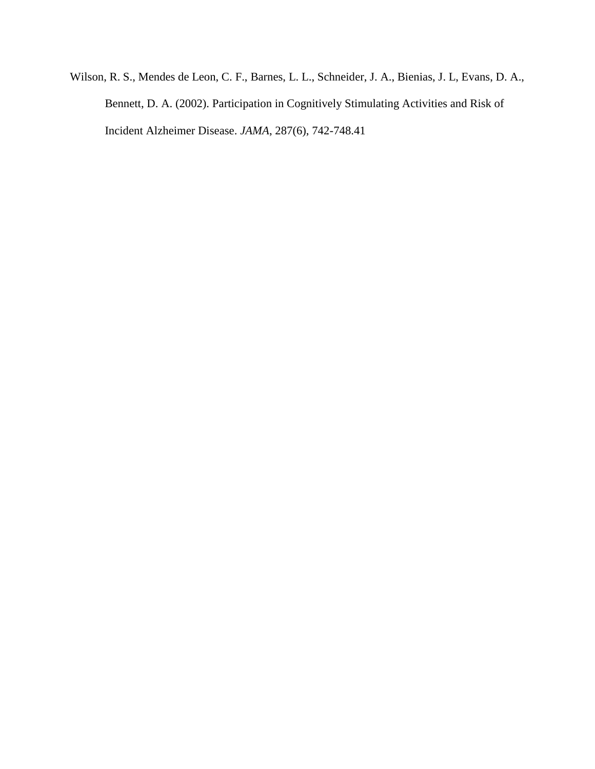Wilson, R. S., Mendes de Leon, C. F., Barnes, L. L., Schneider, J. A., Bienias, J. L, Evans, D. A., Bennett, D. A. (2002). Participation in Cognitively Stimulating Activities and Risk of Incident Alzheimer Disease. *JAMA*, 287(6), 742-748.41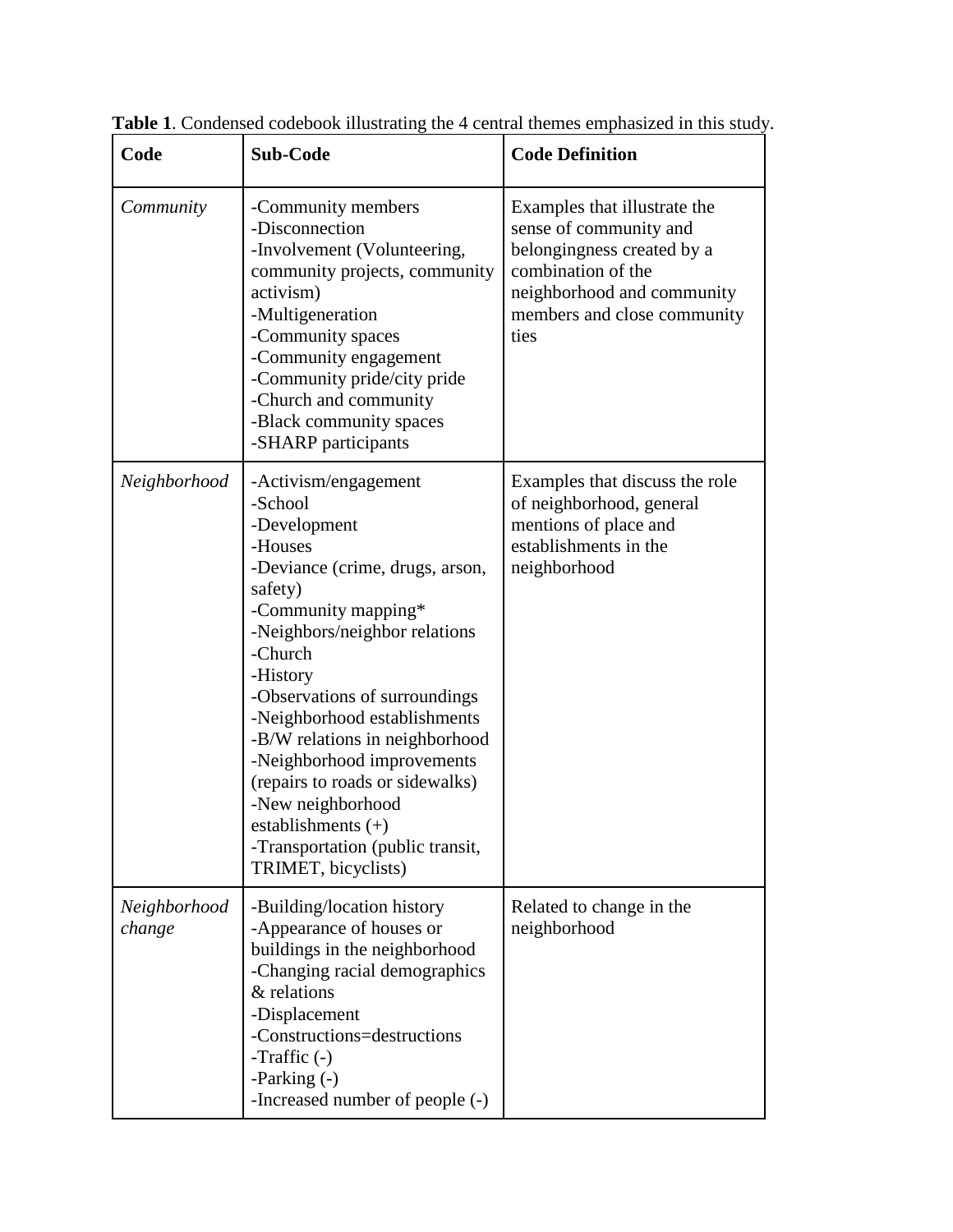**Table 1**. Condensed codebook illustrating the 4 central themes emphasized in this study.

| Code | Sub-Code | Code Definition |
|---|---|---|
| *Community* | -Community members<br>-Disconnection<br>-Involvement (Volunteering, community projects, community activism)<br>-Multigeneration<br>-Community spaces<br>-Community engagement<br>-Community pride/city pride<br>-Church and community<br>-Black community spaces<br>-SHARP participants | Examples that illustrate the sense of community and belongingness created by a combination of the neighborhood and community members and close community ties |
| *Neighborhood* | -Activism/engagement<br>-School<br>-Development<br>-Houses<br>-Deviance (crime, drugs, arson, safety)<br>-Community mapping*<br>-Neighbors/neighbor relations<br>-Church<br>-History<br>-Observations of surroundings<br>-Neighborhood establishments<br>-B/W relations in neighborhood<br>-Neighborhood improvements (repairs to roads or sidewalks)<br>-New neighborhood establishments (+)<br>-Transportation (public transit, TRIMET, bicyclists) | Examples that discuss the role of neighborhood, general mentions of place and establishments in the neighborhood |
| *Neighborhood change* | -Building/location history<br>-Appearance of houses or buildings in the neighborhood<br>-Changing racial demographics & relations<br>-Displacement<br>-Constructions=destructions<br>-Traffic (-)<br>-Parking (-)<br>-Increased number of people (-) | Related to change in the neighborhood |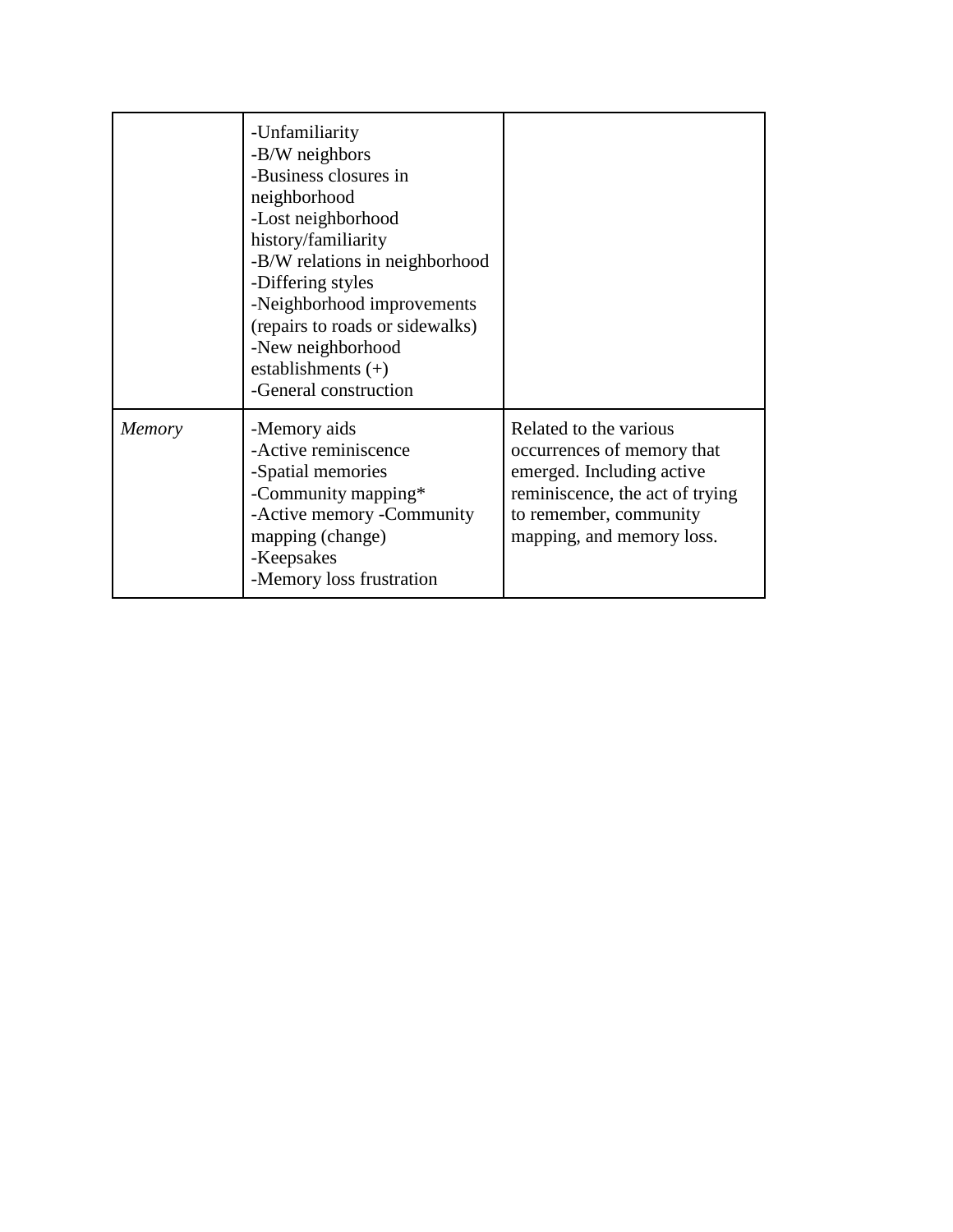| | | |
|---|---|---|
| | -Unfamiliarity<br>-B/W neighbors<br>-Business closures in neighborhood<br>-Lost neighborhood history/familiarity<br>-B/W relations in neighborhood<br>-Differing styles<br>-Neighborhood improvements (repairs to roads or sidewalks)<br>-New neighborhood establishments (+)<br>-General construction | |
| *Memory* | -Memory aids<br>-Active reminiscence<br>-Spatial memories<br>-Community mapping*<br>-Active memory -Community mapping (change)<br>-Keepsakes<br>-Memory loss frustration | Related to the various occurrences of memory that emerged. Including active reminiscence, the act of trying to remember, community mapping, and memory loss. |